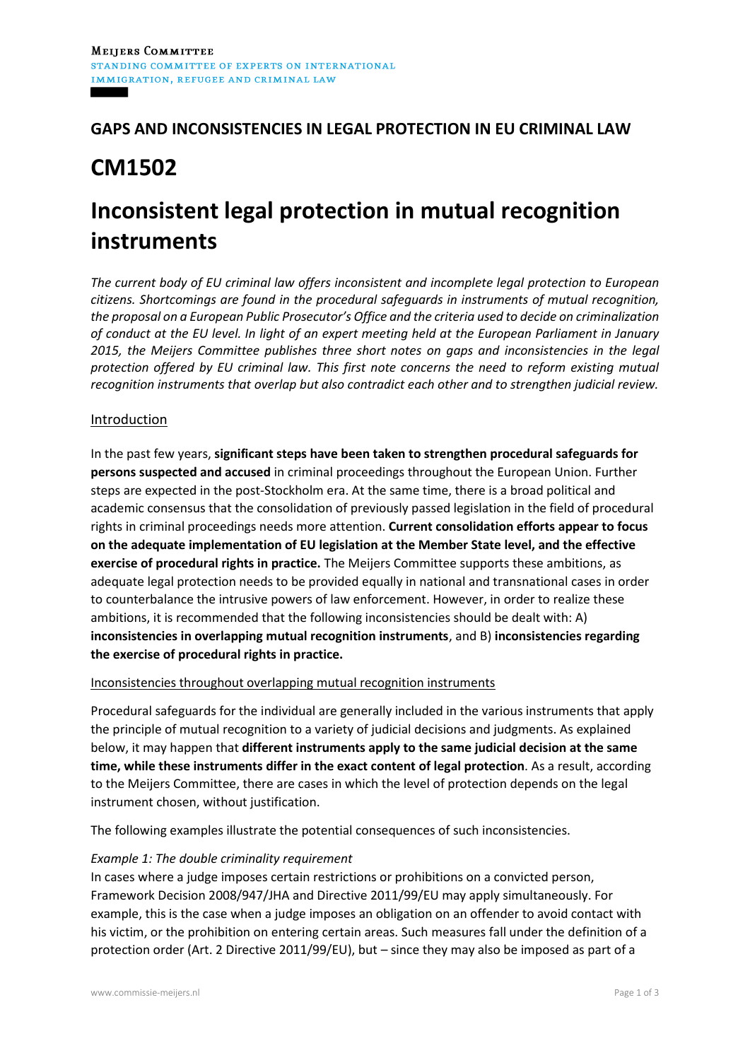MEIJERS COMMITTEE
STANDING COMMITTEE OF EXPERTS ON INTERNATIONAL IMMIGRATION, REFUGEE AND CRIMINAL LAW

## GAPS AND INCONSISTENCIES IN LEGAL PROTECTION IN EU CRIMINAL LAW

# CM1502

# Inconsistent legal protection in mutual recognition instruments

*The current body of EU criminal law offers inconsistent and incomplete legal protection to European citizens. Shortcomings are found in the procedural safeguards in instruments of mutual recognition, the proposal on a European Public Prosecutor's Office and the criteria used to decide on criminalization of conduct at the EU level. In light of an expert meeting held at the European Parliament in January 2015, the Meijers Committee publishes three short notes on gaps and inconsistencies in the legal protection offered by EU criminal law. This first note concerns the need to reform existing mutual recognition instruments that overlap but also contradict each other and to strengthen judicial review.*

## Introduction

In the past few years, **significant steps have been taken to strengthen procedural safeguards for persons suspected and accused** in criminal proceedings throughout the European Union. Further steps are expected in the post-Stockholm era. At the same time, there is a broad political and academic consensus that the consolidation of previously passed legislation in the field of procedural rights in criminal proceedings needs more attention. **Current consolidation efforts appear to focus on the adequate implementation of EU legislation at the Member State level, and the effective exercise of procedural rights in practice.** The Meijers Committee supports these ambitions, as adequate legal protection needs to be provided equally in national and transnational cases in order to counterbalance the intrusive powers of law enforcement. However, in order to realize these ambitions, it is recommended that the following inconsistencies should be dealt with: A) **inconsistencies in overlapping mutual recognition instruments**, and B) **inconsistencies regarding the exercise of procedural rights in practice.**

## Inconsistencies throughout overlapping mutual recognition instruments

Procedural safeguards for the individual are generally included in the various instruments that apply the principle of mutual recognition to a variety of judicial decisions and judgments. As explained below, it may happen that **different instruments apply to the same judicial decision at the same time, while these instruments differ in the exact content of legal protection**. As a result, according to the Meijers Committee, there are cases in which the level of protection depends on the legal instrument chosen, without justification.

The following examples illustrate the potential consequences of such inconsistencies.

### *Example 1: The double criminality requirement*

In cases where a judge imposes certain restrictions or prohibitions on a convicted person, Framework Decision 2008/947/JHA and Directive 2011/99/EU may apply simultaneously. For example, this is the case when a judge imposes an obligation on an offender to avoid contact with his victim, or the prohibition on entering certain areas. Such measures fall under the definition of a protection order (Art. 2 Directive 2011/99/EU), but – since they may also be imposed as part of a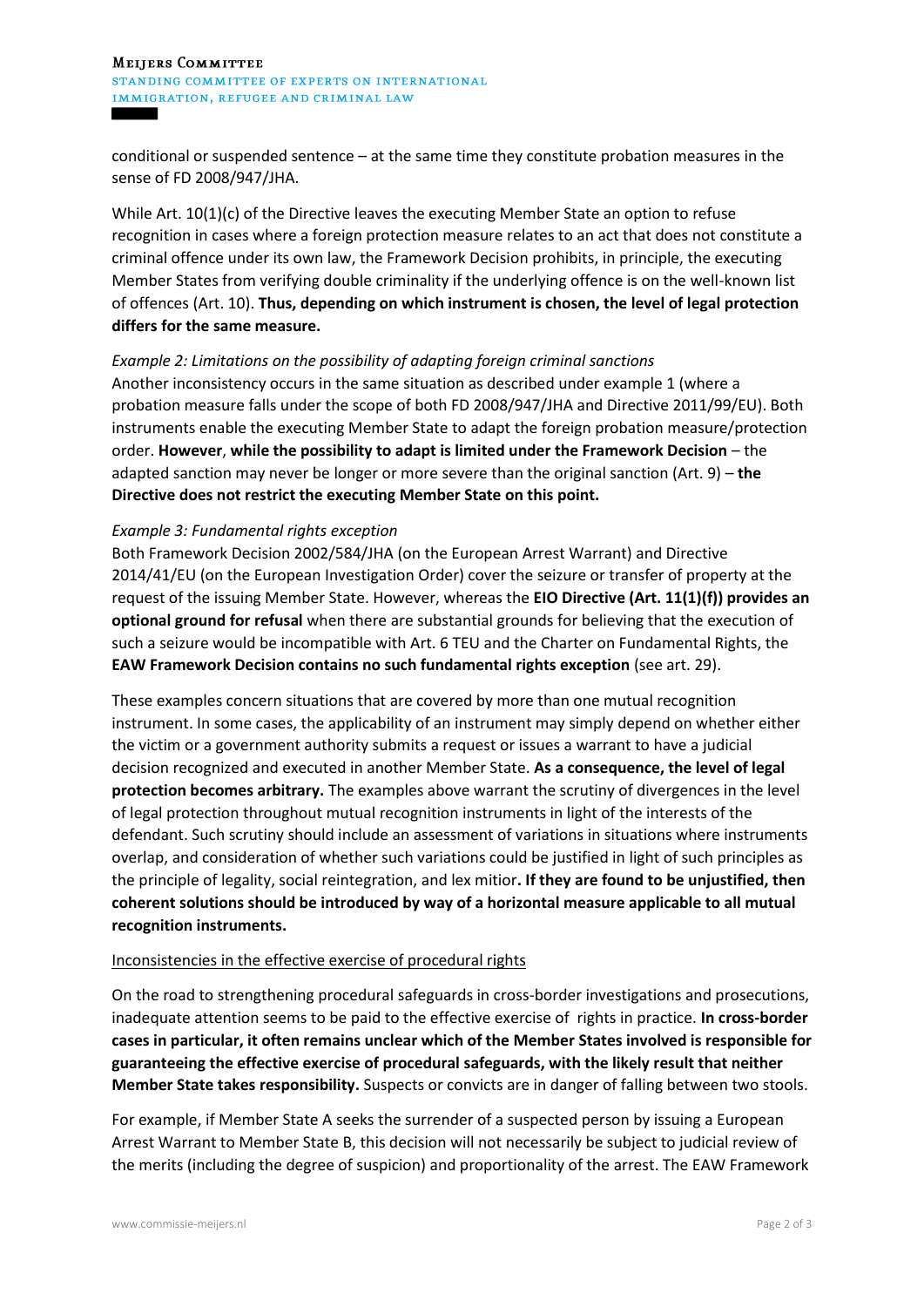conditional or suspended sentence – at the same time they constitute probation measures in the sense of FD 2008/947/JHA.

While Art. 10(1)(c) of the Directive leaves the executing Member State an option to refuse recognition in cases where a foreign protection measure relates to an act that does not constitute a criminal offence under its own law, the Framework Decision prohibits, in principle, the executing Member States from verifying double criminality if the underlying offence is on the well-known list of offences (Art. 10). **Thus, depending on which instrument is chosen, the level of legal protection differs for the same measure.**

*Example 2: Limitations on the possibility of adapting foreign criminal sanctions*
Another inconsistency occurs in the same situation as described under example 1 (where a probation measure falls under the scope of both FD 2008/947/JHA and Directive 2011/99/EU). Both instruments enable the executing Member State to adapt the foreign probation measure/protection order. **However**, **while the possibility to adapt is limited under the Framework Decision** – the adapted sanction may never be longer or more severe than the original sanction (Art. 9) – **the Directive does not restrict the executing Member State on this point.**

*Example 3: Fundamental rights exception*
Both Framework Decision 2002/584/JHA (on the European Arrest Warrant) and Directive 2014/41/EU (on the European Investigation Order) cover the seizure or transfer of property at the request of the issuing Member State. However, whereas the **EIO Directive (Art. 11(1)(f)) provides an optional ground for refusal** when there are substantial grounds for believing that the execution of such a seizure would be incompatible with Art. 6 TEU and the Charter on Fundamental Rights, the **EAW Framework Decision contains no such fundamental rights exception** (see art. 29).

These examples concern situations that are covered by more than one mutual recognition instrument. In some cases, the applicability of an instrument may simply depend on whether either the victim or a government authority submits a request or issues a warrant to have a judicial decision recognized and executed in another Member State. **As a consequence, the level of legal protection becomes arbitrary.** The examples above warrant the scrutiny of divergences in the level of legal protection throughout mutual recognition instruments in light of the interests of the defendant. Such scrutiny should include an assessment of variations in situations where instruments overlap, and consideration of whether such variations could be justified in light of such principles as the principle of legality, social reintegration, and lex mitior**. If they are found to be unjustified, then coherent solutions should be introduced by way of a horizontal measure applicable to all mutual recognition instruments.**

Inconsistencies in the effective exercise of procedural rights

On the road to strengthening procedural safeguards in cross-border investigations and prosecutions, inadequate attention seems to be paid to the effective exercise of rights in practice. **In cross-border cases in particular, it often remains unclear which of the Member States involved is responsible for guaranteeing the effective exercise of procedural safeguards, with the likely result that neither Member State takes responsibility.** Suspects or convicts are in danger of falling between two stools.

For example, if Member State A seeks the surrender of a suspected person by issuing a European Arrest Warrant to Member State B, this decision will not necessarily be subject to judicial review of the merits (including the degree of suspicion) and proportionality of the arrest. The EAW Framework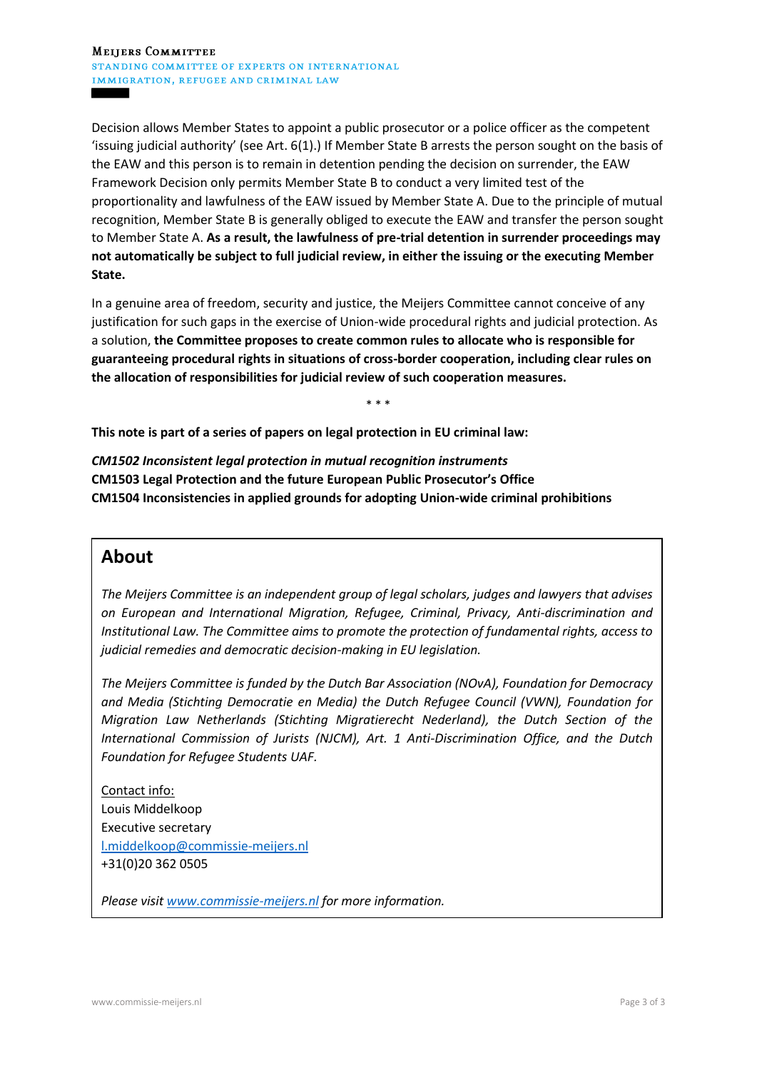Decision allows Member States to appoint a public prosecutor or a police officer as the competent 'issuing judicial authority' (see Art. 6(1).) If Member State B arrests the person sought on the basis of the EAW and this person is to remain in detention pending the decision on surrender, the EAW Framework Decision only permits Member State B to conduct a very limited test of the proportionality and lawfulness of the EAW issued by Member State A. Due to the principle of mutual recognition, Member State B is generally obliged to execute the EAW and transfer the person sought to Member State A. **As a result, the lawfulness of pre-trial detention in surrender proceedings may not automatically be subject to full judicial review, in either the issuing or the executing Member State.**

In a genuine area of freedom, security and justice, the Meijers Committee cannot conceive of any justification for such gaps in the exercise of Union-wide procedural rights and judicial protection. As a solution, **the Committee proposes to create common rules to allocate who is responsible for guaranteeing procedural rights in situations of cross-border cooperation, including clear rules on the allocation of responsibilities for judicial review of such cooperation measures.**

\* \* \*

**This note is part of a series of papers on legal protection in EU criminal law:**

***CM1502 Inconsistent legal protection in mutual recognition instruments***
**CM1503 Legal Protection and the future European Public Prosecutor's Office**
**CM1504 Inconsistencies in applied grounds for adopting Union-wide criminal prohibitions**

## About

*The Meijers Committee is an independent group of legal scholars, judges and lawyers that advises on European and International Migration, Refugee, Criminal, Privacy, Anti-discrimination and Institutional Law. The Committee aims to promote the protection of fundamental rights, access to judicial remedies and democratic decision-making in EU legislation.*

*The Meijers Committee is funded by the Dutch Bar Association (NOvA), Foundation for Democracy and Media (Stichting Democratie en Media) the Dutch Refugee Council (VWN), Foundation for Migration Law Netherlands (Stichting Migratierecht Nederland), the Dutch Section of the International Commission of Jurists (NJCM), Art. 1 Anti-Discrimination Office, and the Dutch Foundation for Refugee Students UAF.*

Contact info:
Louis Middelkoop
Executive secretary
l.middelkoop@commissie-meijers.nl
+31(0)20 362 0505

*Please visit www.commissie-meijers.nl for more information.*